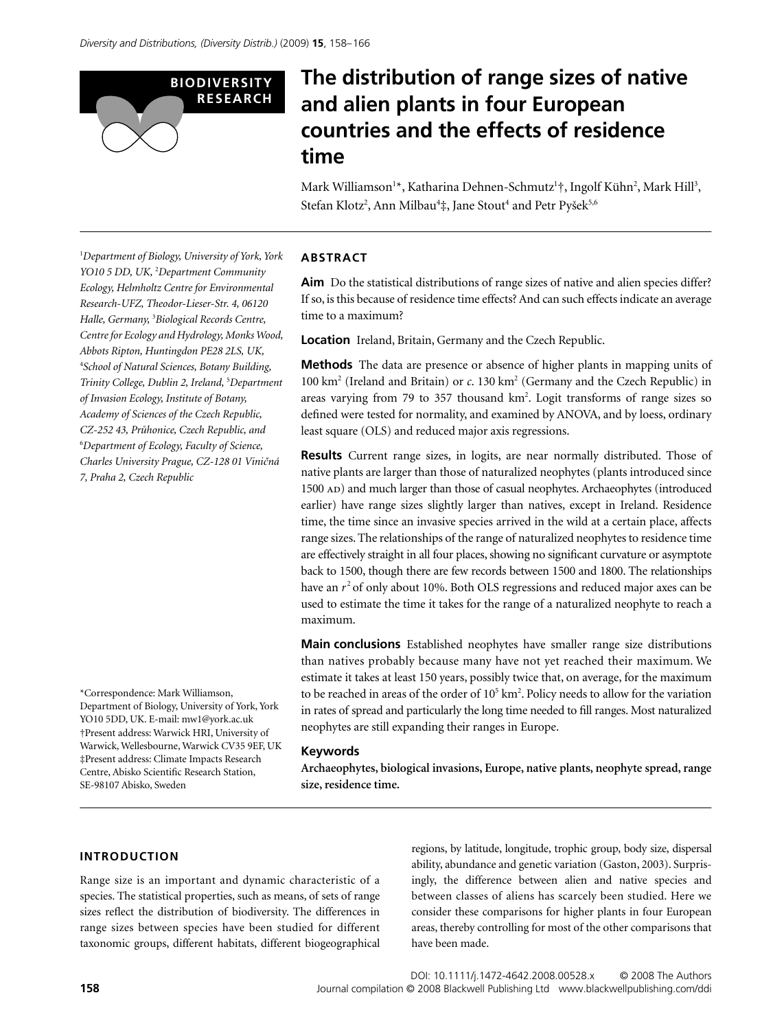BIODIVERSITY RESEARCH

# The distribution of range sizes of native and alien plants in four European countries and the effects of residence time

Mark Williamson[1]*, Katharina Dehnen-Schmutz[1]†, Ingolf Kühn[2], Mark Hill[3], Stefan Klotz[2], Ann Milbau[4]‡, Jane Stout[4] and Petr Pyšek[5,6]

[1]Department of Biology, University of York, York YO10 5 DD, UK, [2]Department Community Ecology, Helmholtz Centre for Environmental Research-UFZ, Theodor-Lieser-Str. 4, 06120 Halle, Germany, [3]Biological Records Centre, Centre for Ecology and Hydrology, Monks Wood, Abbots Ripton, Huntingdon PE28 2LS, UK, [4]School of Natural Sciences, Botany Building, Trinity College, Dublin 2, Ireland, [5]Department of Invasion Ecology, Institute of Botany, Academy of Sciences of the Czech Republic, CZ-252 43, Průhonice, Czech Republic, and [6]Department of Ecology, Faculty of Science, Charles University Prague, CZ-128 01 Viničná 7, Praha 2, Czech Republic

*Correspondence: Mark Williamson, Department of Biology, University of York, York YO10 5DD, UK. E-mail: mw1@york.ac.uk
†Present address: Warwick HRI, University of Warwick, Wellesbourne, Warwick CV35 9EF, UK
‡Present address: Climate Impacts Research Centre, Abisko Scientific Research Station, SE-98107 Abisko, Sweden

## ABSTRACT

**Aim** Do the statistical distributions of range sizes of native and alien species differ? If so, is this because of residence time effects? And can such effects indicate an average time to a maximum?

**Location** Ireland, Britain, Germany and the Czech Republic.

**Methods** The data are presence or absence of higher plants in mapping units of 100 km$^2$ (Ireland and Britain) or *c*. 130 km$^2$ (Germany and the Czech Republic) in areas varying from 79 to 357 thousand km$^2$. Logit transforms of range sizes so defined were tested for normality, and examined by ANOVA, and by loess, ordinary least square (OLS) and reduced major axis regressions.

**Results** Current range sizes, in logits, are near normally distributed. Those of native plants are larger than those of naturalized neophytes (plants introduced since 1500 AD) and much larger than those of casual neophytes. Archaeophytes (introduced earlier) have range sizes slightly larger than natives, except in Ireland. Residence time, the time since an invasive species arrived in the wild at a certain place, affects range sizes. The relationships of the range of naturalized neophytes to residence time are effectively straight in all four places, showing no significant curvature or asymptote back to 1500, though there are few records between 1500 and 1800. The relationships have an $r^2$ of only about 10%. Both OLS regressions and reduced major axes can be used to estimate the time it takes for the range of a naturalized neophyte to reach a maximum.

**Main conclusions** Established neophytes have smaller range size distributions than natives probably because many have not yet reached their maximum. We estimate it takes at least 150 years, possibly twice that, on average, for the maximum to be reached in areas of the order of $10^5$ km$^2$. Policy needs to allow for the variation in rates of spread and particularly the long time needed to fill ranges. Most naturalized neophytes are still expanding their ranges in Europe.

### Keywords

**Archaeophytes, biological invasions, Europe, native plants, neophyte spread, range size, residence time.**

## INTRODUCTION

Range size is an important and dynamic characteristic of a species. The statistical properties, such as means, of sets of range sizes reflect the distribution of biodiversity. The differences in range sizes between species have been studied for different taxonomic groups, different habitats, different biogeographical regions, by latitude, longitude, trophic group, body size, dispersal ability, abundance and genetic variation (Gaston, 2003). Surprisingly, the difference between alien and native species and between classes of aliens has scarcely been studied. Here we consider these comparisons for higher plants in four European areas, thereby controlling for most of the other comparisons that have been made.

DOI: 10.1111/j.1472-4642.2008.00528.x © 2008 The Authors
Journal compilation © 2008 Blackwell Publishing Ltd www.blackwellpublishing.com/ddi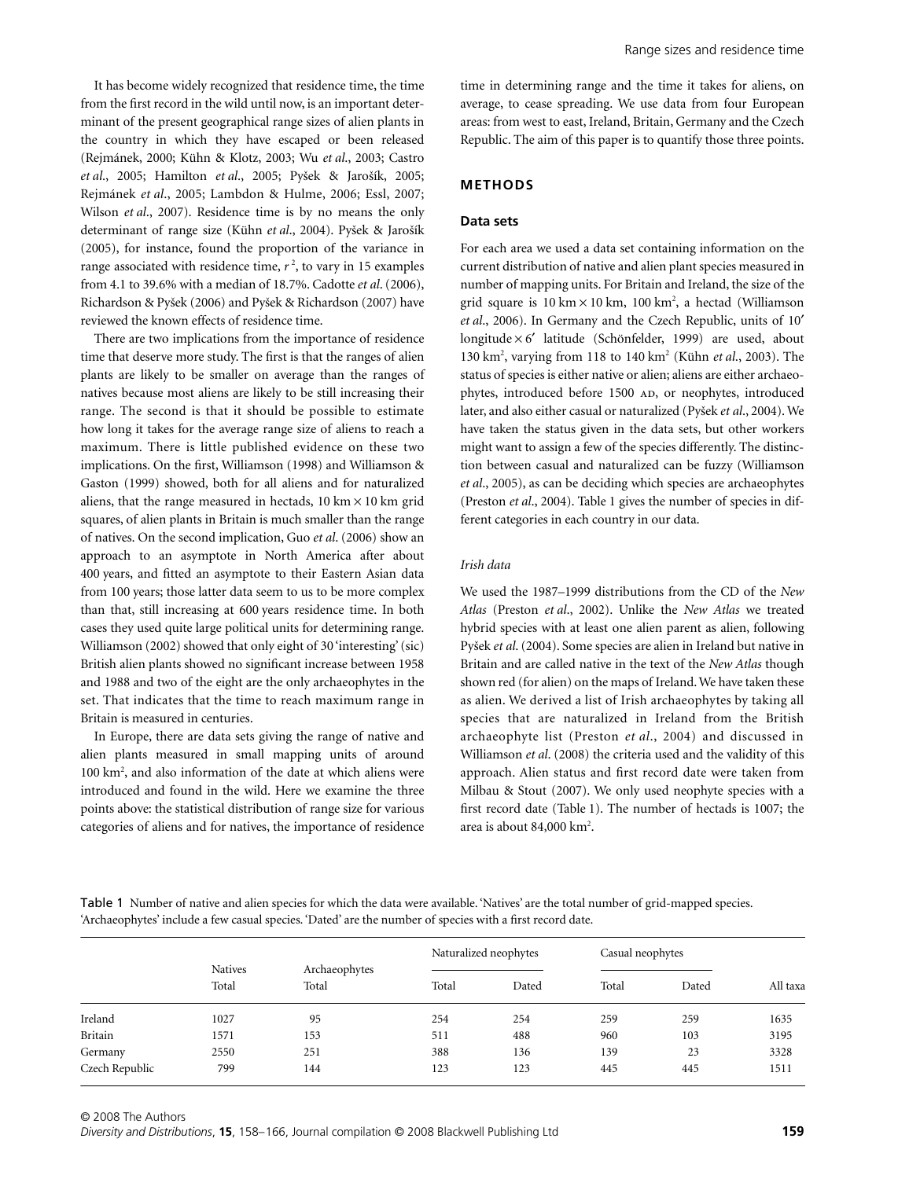It has become widely recognized that residence time, the time from the first record in the wild until now, is an important determinant of the present geographical range sizes of alien plants in the country in which they have escaped or been released (Rejmánek, 2000; Kühn & Klotz, 2003; Wu *et al*., 2003; Castro *et al*., 2005; Hamilton *et al*., 2005; Pyšek & Jarošík, 2005; Rejmánek *et al*., 2005; Lambdon & Hulme, 2006; Essl, 2007; Wilson *et al*., 2007). Residence time is by no means the only determinant of range size (Kühn *et al*., 2004). Pyšek & Jarošík (2005), for instance, found the proportion of the variance in range associated with residence time, $r^2$, to vary in 15 examples from 4.1 to 39.6% with a median of 18.7%. Cadotte *et al*. (2006), Richardson & Pyšek (2006) and Pyšek & Richardson (2007) have reviewed the known effects of residence time.

There are two implications from the importance of residence time that deserve more study. The first is that the ranges of alien plants are likely to be smaller on average than the ranges of natives because most aliens are likely to be still increasing their range. The second is that it should be possible to estimate how long it takes for the average range size of aliens to reach a maximum. There is little published evidence on these two implications. On the first, Williamson (1998) and Williamson & Gaston (1999) showed, both for all aliens and for naturalized aliens, that the range measured in hectads, 10 km × 10 km grid squares, of alien plants in Britain is much smaller than the range of natives. On the second implication, Guo *et al*. (2006) show an approach to an asymptote in North America after about 400 years, and fitted an asymptote to their Eastern Asian data from 100 years; those latter data seem to us to be more complex than that, still increasing at 600 years residence time. In both cases they used quite large political units for determining range. Williamson (2002) showed that only eight of 30 'interesting' (sic) British alien plants showed no significant increase between 1958 and 1988 and two of the eight are the only archaeophytes in the set. That indicates that the time to reach maximum range in Britain is measured in centuries.

In Europe, there are data sets giving the range of native and alien plants measured in small mapping units of around 100 km$^2$, and also information of the date at which aliens were introduced and found in the wild. Here we examine the three points above: the statistical distribution of range size for various categories of aliens and for natives, the importance of residence time in determining range and the time it takes for aliens, on average, to cease spreading. We use data from four European areas: from west to east, Ireland, Britain, Germany and the Czech Republic. The aim of this paper is to quantify those three points.

## METHODS

### Data sets

For each area we used a data set containing information on the current distribution of native and alien plant species measured in number of mapping units. For Britain and Ireland, the size of the grid square is 10 km × 10 km, 100 km$^2$, a hectad (Williamson *et al*., 2006). In Germany and the Czech Republic, units of 10′ longitude × 6′ latitude (Schönfelder, 1999) are used, about 130 km$^2$, varying from 118 to 140 km$^2$ (Kühn *et al*., 2003). The status of species is either native or alien; aliens are either archaeophytes, introduced before 1500 AD, or neophytes, introduced later, and also either casual or naturalized (Pyšek *et al*., 2004). We have taken the status given in the data sets, but other workers might want to assign a few of the species differently. The distinction between casual and naturalized can be fuzzy (Williamson *et al*., 2005), as can be deciding which species are archaeophytes (Preston *et al*., 2004). Table 1 gives the number of species in different categories in each country in our data.

#### *Irish data*

We used the 1987–1999 distributions from the CD of the *New Atlas* (Preston *et al*., 2002). Unlike the *New Atlas* we treated hybrid species with at least one alien parent as alien, following Pyšek *et al*. (2004). Some species are alien in Ireland but native in Britain and are called native in the text of the *New Atlas* though shown red (for alien) on the maps of Ireland. We have taken these as alien. We derived a list of Irish archaeophytes by taking all species that are naturalized in Ireland from the British archaeophyte list (Preston *et al*., 2004) and discussed in Williamson *et al*. (2008) the criteria used and the validity of this approach. Alien status and first record date were taken from Milbau & Stout (2007). We only used neophyte species with a first record date (Table 1). The number of hectads is 1007; the area is about 84,000 km$^2$.

Table 1 Number of native and alien species for which the data were available. 'Natives' are the total number of grid-mapped species. 'Archaeophytes' include a few casual species. 'Dated' are the number of species with a first record date.

| | Natives | Archaeophytes | Naturalized neophytes | | Casual neophytes | | |
|---|---|---|---|---|---|---|---|
| | Total | Total | Total | Dated | Total | Dated | All taxa |
| Ireland | 1027 | 95 | 254 | 254 | 259 | 259 | 1635 |
| Britain | 1571 | 153 | 511 | 488 | 960 | 103 | 3195 |
| Germany | 2550 | 251 | 388 | 136 | 139 | 23 | 3328 |
| Czech Republic | 799 | 144 | 123 | 123 | 445 | 445 | 1511 |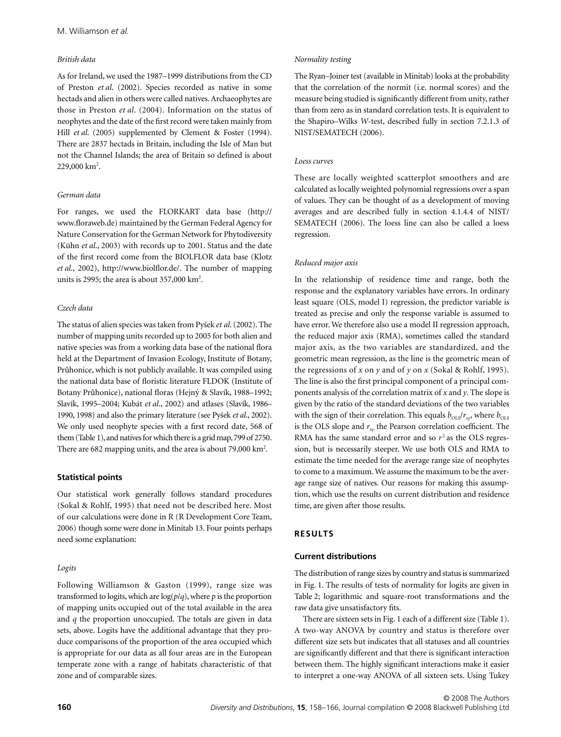### British data

As for Ireland, we used the 1987–1999 distributions from the CD of Preston *et al*. (2002). Species recorded as native in some hectads and alien in others were called natives. Archaeophytes are those in Preston *et al*. (2004). Information on the status of neophytes and the date of the first record were taken mainly from Hill *et al*. (2005) supplemented by Clement & Foster (1994). There are 2837 hectads in Britain, including the Isle of Man but not the Channel Islands; the area of Britain so defined is about 229,000 km$^2$.

### German data

For ranges, we used the FLORKART data base (http://www.floraweb.de) maintained by the German Federal Agency for Nature Conservation for the German Network for Phytodiversity (Kühn *et al*., 2003) with records up to 2001. Status and the date of the first record come from the BIOLFLOR data base (Klotz *et al*., 2002), http://www.biolflor.de/. The number of mapping units is 2995; the area is about 357,000 km$^2$.

### Czech data

The status of alien species was taken from Pyšek *et al*. (2002). The number of mapping units recorded up to 2005 for both alien and native species was from a working data base of the national flora held at the Department of Invasion Ecology, Institute of Botany, Průhonice, which is not publicly available. It was compiled using the national data base of floristic literature FLDOK (Institute of Botany Průhonice), national floras (Hejný & Slavík, 1988–1992; Slavík, 1995–2004; Kubát *et al*., 2002) and atlases (Slavík, 1986–1990, 1998) and also the primary literature (see Pyšek *et al*., 2002). We only used neophyte species with a first record date, 568 of them (Table 1), and natives for which there is a grid map, 799 of 2750. There are 682 mapping units, and the area is about 79,000 km$^2$.

## Statistical points

Our statistical work generally follows standard procedures (Sokal & Rohlf, 1995) that need not be described here. Most of our calculations were done in R (R Development Core Team, 2006) though some were done in Minitab 13. Four points perhaps need some explanation:

### Logits

Following Williamson & Gaston (1999), range size was transformed to logits, which are $\log(p/q)$, where $p$ is the proportion of mapping units occupied out of the total available in the area and $q$ the proportion unoccupied. The totals are given in data sets, above. Logits have the additional advantage that they produce comparisons of the proportion of the area occupied which is appropriate for our data as all four areas are in the European temperate zone with a range of habitats characteristic of that zone and of comparable sizes.

### Normality testing

The Ryan–Joiner test (available in Minitab) looks at the probability that the correlation of the normit (i.e. normal scores) and the measure being studied is significantly different from unity, rather than from zero as in standard correlation tests. It is equivalent to the Shapiro–Wilks *W*-test, described fully in section 7.2.1.3 of NIST/SEMATECH (2006).

### Loess curves

These are locally weighted scatterplot smoothers and are calculated as locally weighted polynomial regressions over a span of values. They can be thought of as a development of moving averages and are described fully in section 4.1.4.4 of NIST/SEMATECH (2006). The loess line can also be called a loess regression.

### Reduced major axis

In the relationship of residence time and range, both the response and the explanatory variables have errors. In ordinary least square (OLS, model I) regression, the predictor variable is treated as precise and only the response variable is assumed to have error. We therefore also use a model II regression approach, the reduced major axis (RMA), sometimes called the standard major axis, as the two variables are standardized, and the geometric mean regression, as the line is the geometric mean of the regressions of $x$ on $y$ and of $y$ on $x$ (Sokal & Rohlf, 1995). The line is also the first principal component of a principal components analysis of the correlation matrix of $x$ and $y$. The slope is given by the ratio of the standard deviations of the two variables with the sign of their correlation. This equals $b_{OLS}/r_{xy}$, where $b_{OLS}$ is the OLS slope and $r_{xy}$ the Pearson correlation coefficient. The RMA has the same standard error and so $r^2$ as the OLS regression, but is necessarily steeper. We use both OLS and RMA to estimate the time needed for the average range size of neophytes to come to a maximum. We assume the maximum to be the average range size of natives. Our reasons for making this assumption, which use the results on current distribution and residence time, are given after those results.

# RESULTS

## Current distributions

The distribution of range sizes by country and status is summarized in Fig. 1. The results of tests of normality for logits are given in Table 2; logarithmic and square-root transformations and the raw data give unsatisfactory fits.

There are sixteen sets in Fig. 1 each of a different size (Table 1). A two-way ANOVA by country and status is therefore over different size sets but indicates that all statuses and all countries are significantly different and that there is significant interaction between them. The highly significant interactions make it easier to interpret a one-way ANOVA of all sixteen sets. Using Tukey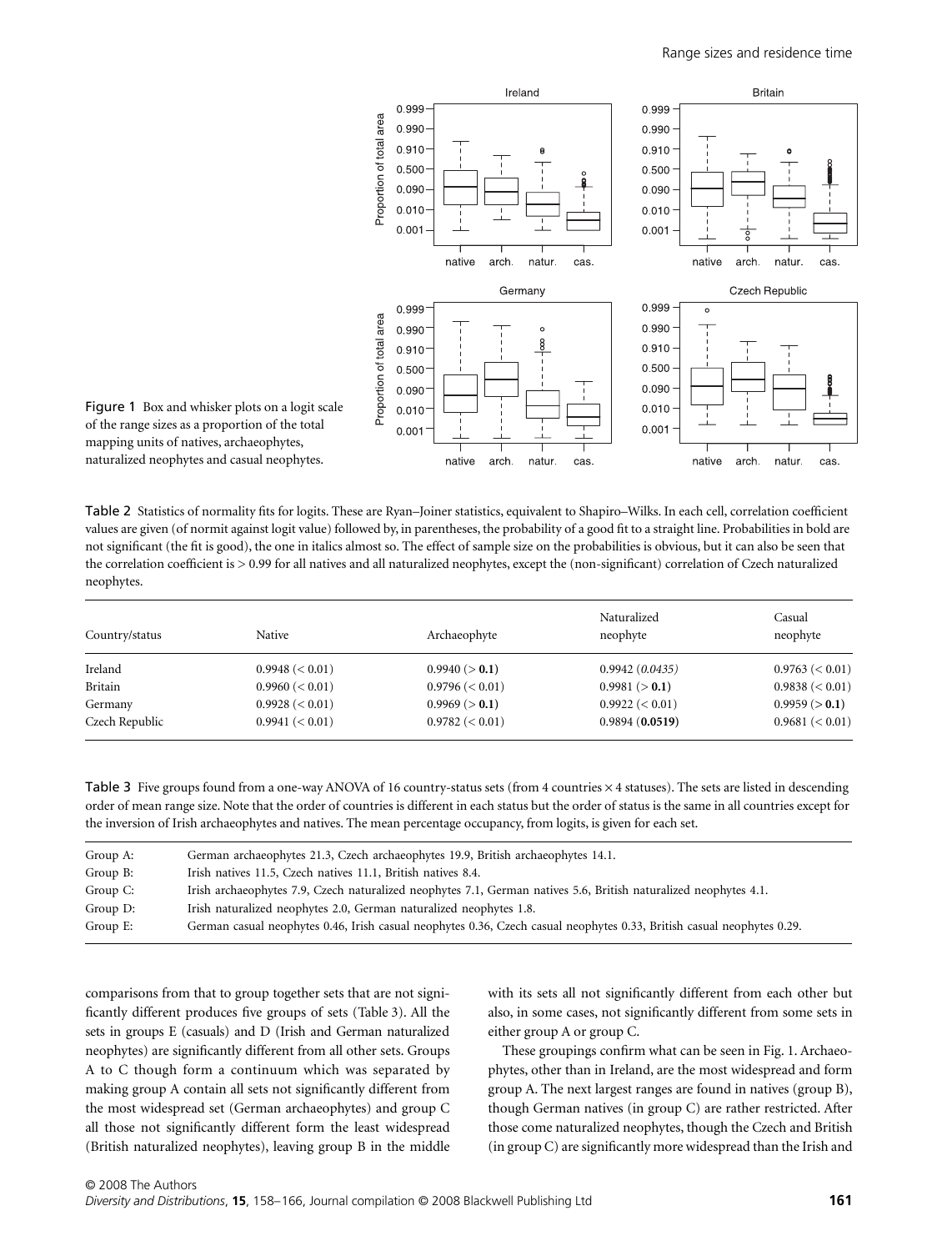Figure 1 Box and whisker plots on a logit scale of the range sizes as a proportion of the total mapping units of natives, archaeophytes, naturalized neophytes and casual neophytes.

Table 2 Statistics of normality fits for logits. These are Ryan–Joiner statistics, equivalent to Shapiro–Wilks. In each cell, correlation coefficient values are given (of normit against logit value) followed by, in parentheses, the probability of a good fit to a straight line. Probabilities in bold are not significant (the fit is good), the one in italics almost so. The effect of sample size on the probabilities is obvious, but it can also be seen that the correlation coefficient is > 0.99 for all natives and all naturalized neophytes, except the (non-significant) correlation of Czech naturalized neophytes.

| Country/status | Native | Archaeophyte | Naturalized neophyte | Casual neophyte |
|---|---|---|---|---|
| Ireland | 0.9948 (< 0.01) | 0.9940 (> **0.1**) | 0.9942 (*0.0435*) | 0.9763 (< 0.01) |
| Britain | 0.9960 (< 0.01) | 0.9796 (< 0.01) | 0.9981 (> **0.1**) | 0.9838 (< 0.01) |
| Germany | 0.9928 (< 0.01) | 0.9969 (> **0.1**) | 0.9922 (< 0.01) | 0.9959 (> **0.1**) |
| Czech Republic | 0.9941 (< 0.01) | 0.9782 (< 0.01) | 0.9894 (**0.0519**) | 0.9681 (< 0.01) |

Table 3 Five groups found from a one-way ANOVA of 16 country-status sets (from 4 countries × 4 statuses). The sets are listed in descending order of mean range size. Note that the order of countries is different in each status but the order of status is the same in all countries except for the inversion of Irish archaeophytes and natives. The mean percentage occupancy, from logits, is given for each set.

| | |
|---|---|
| Group A: | German archaeophytes 21.3, Czech archaeophytes 19.9, British archaeophytes 14.1. |
| Group B: | Irish natives 11.5, Czech natives 11.1, British natives 8.4. |
| Group C: | Irish archaeophytes 7.9, Czech naturalized neophytes 7.1, German natives 5.6, British naturalized neophytes 4.1. |
| Group D: | Irish naturalized neophytes 2.0, German naturalized neophytes 1.8. |
| Group E: | German casual neophytes 0.46, Irish casual neophytes 0.36, Czech casual neophytes 0.33, British casual neophytes 0.29. |

comparisons from that to group together sets that are not significantly different produces five groups of sets (Table 3). All the sets in groups E (casuals) and D (Irish and German naturalized neophytes) are significantly different from all other sets. Groups A to C though form a continuum which was separated by making group A contain all sets not significantly different from the most widespread set (German archaeophytes) and group C all those not significantly different form the least widespread (British naturalized neophytes), leaving group B in the middle with its sets all not significantly different from each other but also, in some cases, not significantly different from some sets in either group A or group C.

These groupings confirm what can be seen in Fig. 1. Archaeophytes, other than in Ireland, are the most widespread and form group A. The next largest ranges are found in natives (group B), though German natives (in group C) are rather restricted. After those come naturalized neophytes, though the Czech and British (in group C) are significantly more widespread than the Irish and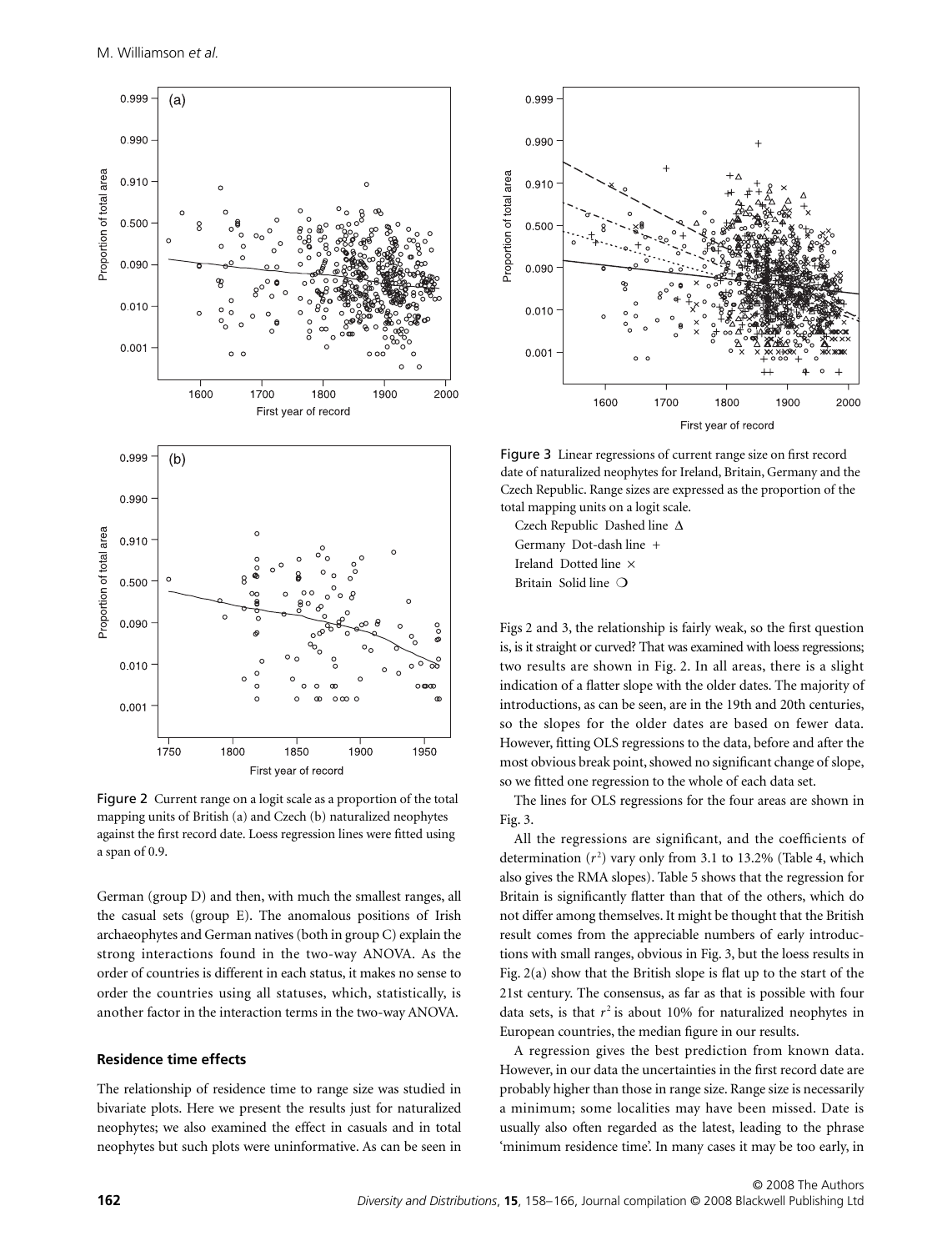Figure 2 Current range on a logit scale as a proportion of the total mapping units of British (a) and Czech (b) naturalized neophytes against the first record date. Loess regression lines were fitted using a span of 0.9.

Figure 3 Linear regressions of current range size on first record date of naturalized neophytes for Ireland, Britain, Germany and the Czech Republic. Range sizes are expressed as the proportion of the total mapping units on a logit scale.

Czech Republic Dashed line Δ
Germany Dot-dash line +
Ireland Dotted line ×
Britain Solid line ❍

German (group D) and then, with much the smallest ranges, all the casual sets (group E). The anomalous positions of Irish archaeophytes and German natives (both in group C) explain the strong interactions found in the two-way ANOVA. As the order of countries is different in each status, it makes no sense to order the countries using all statuses, which, statistically, is another factor in the interaction terms in the two-way ANOVA.

### Residence time effects

The relationship of residence time to range size was studied in bivariate plots. Here we present the results just for naturalized neophytes; we also examined the effect in casuals and in total neophytes but such plots were uninformative. As can be seen in Figs 2 and 3, the relationship is fairly weak, so the first question is, is it straight or curved? That was examined with loess regressions; two results are shown in Fig. 2. In all areas, there is a slight indication of a flatter slope with the older dates. The majority of introductions, as can be seen, are in the 19th and 20th centuries, so the slopes for the older dates are based on fewer data. However, fitting OLS regressions to the data, before and after the most obvious break point, showed no significant change of slope, so we fitted one regression to the whole of each data set.

The lines for OLS regressions for the four areas are shown in Fig. 3.

All the regressions are significant, and the coefficients of determination ($r^2$) vary only from 3.1 to 13.2% (Table 4, which also gives the RMA slopes). Table 5 shows that the regression for Britain is significantly flatter than that of the others, which do not differ among themselves. It might be thought that the British result comes from the appreciable numbers of early introductions with small ranges, obvious in Fig. 3, but the loess results in Fig. 2(a) show that the British slope is flat up to the start of the 21st century. The consensus, as far as that is possible with four data sets, is that $r^2$ is about 10% for naturalized neophytes in European countries, the median figure in our results.

A regression gives the best prediction from known data. However, in our data the uncertainties in the first record date are probably higher than those in range size. Range size is necessarily a minimum; some localities may have been missed. Date is usually also often regarded as the latest, leading to the phrase 'minimum residence time'. In many cases it may be too early, in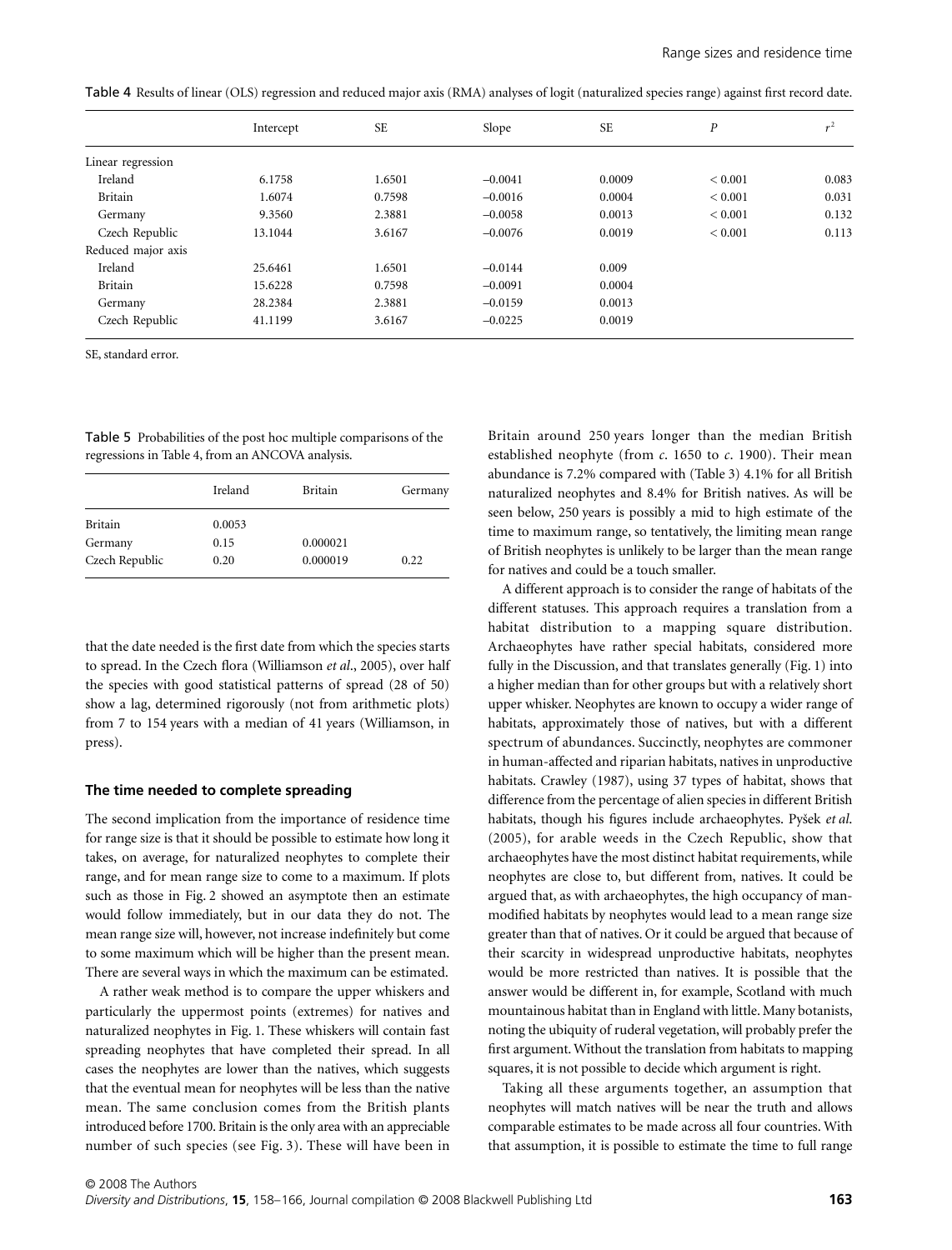Table 4 Results of linear (OLS) regression and reduced major axis (RMA) analyses of logit (naturalized species range) against first record date.

| | Intercept | SE | Slope | SE | $P$ | $r^2$ |
|---|---|---|---|---|---|---|
| Linear regression | | | | | | |
| Ireland | 6.1758 | 1.6501 | −0.0041 | 0.0009 | < 0.001 | 0.083 |
| Britain | 1.6074 | 0.7598 | −0.0016 | 0.0004 | < 0.001 | 0.031 |
| Germany | 9.3560 | 2.3881 | −0.0058 | 0.0013 | < 0.001 | 0.132 |
| Czech Republic | 13.1044 | 3.6167 | −0.0076 | 0.0019 | < 0.001 | 0.113 |
| Reduced major axis | | | | | | |
| Ireland | 25.6461 | 1.6501 | −0.0144 | 0.009 | | |
| Britain | 15.6228 | 0.7598 | −0.0091 | 0.0004 | | |
| Germany | 28.2384 | 2.3881 | −0.0159 | 0.0013 | | |
| Czech Republic | 41.1199 | 3.6167 | −0.0225 | 0.0019 | | |

SE, standard error.

Table 5 Probabilities of the post hoc multiple comparisons of the regressions in Table 4, from an ANCOVA analysis.

| | Ireland | Britain | Germany |
|---|---|---|---|
| Britain | 0.0053 | | |
| Germany | 0.15 | 0.000021 | |
| Czech Republic | 0.20 | 0.000019 | 0.22 |

that the date needed is the first date from which the species starts to spread. In the Czech flora (Williamson *et al*., 2005), over half the species with good statistical patterns of spread (28 of 50) show a lag, determined rigorously (not from arithmetic plots) from 7 to 154 years with a median of 41 years (Williamson, in press).

### The time needed to complete spreading

The second implication from the importance of residence time for range size is that it should be possible to estimate how long it takes, on average, for naturalized neophytes to complete their range, and for mean range size to come to a maximum. If plots such as those in Fig. 2 showed an asymptote then an estimate would follow immediately, but in our data they do not. The mean range size will, however, not increase indefinitely but come to some maximum which will be higher than the present mean. There are several ways in which the maximum can be estimated.

A rather weak method is to compare the upper whiskers and particularly the uppermost points (extremes) for natives and naturalized neophytes in Fig. 1. These whiskers will contain fast spreading neophytes that have completed their spread. In all cases the neophytes are lower than the natives, which suggests that the eventual mean for neophytes will be less than the native mean. The same conclusion comes from the British plants introduced before 1700. Britain is the only area with an appreciable number of such species (see Fig. 3). These will have been in Britain around 250 years longer than the median British established neophyte (from *c*. 1650 to *c*. 1900). Their mean abundance is 7.2% compared with (Table 3) 4.1% for all British naturalized neophytes and 8.4% for British natives. As will be seen below, 250 years is possibly a mid to high estimate of the time to maximum range, so tentatively, the limiting mean range of British neophytes is unlikely to be larger than the mean range for natives and could be a touch smaller.

A different approach is to consider the range of habitats of the different statuses. This approach requires a translation from a habitat distribution to a mapping square distribution. Archaeophytes have rather special habitats, considered more fully in the Discussion, and that translates generally (Fig. 1) into a higher median than for other groups but with a relatively short upper whisker. Neophytes are known to occupy a wider range of habitats, approximately those of natives, but with a different spectrum of abundances. Succinctly, neophytes are commoner in human-affected and riparian habitats, natives in unproductive habitats. Crawley (1987), using 37 types of habitat, shows that difference from the percentage of alien species in different British habitats, though his figures include archaeophytes. Pyšek *et al.* (2005), for arable weeds in the Czech Republic, show that archaeophytes have the most distinct habitat requirements, while neophytes are close to, but different from, natives. It could be argued that, as with archaeophytes, the high occupancy of man-modified habitats by neophytes would lead to a mean range size greater than that of natives. Or it could be argued that because of their scarcity in widespread unproductive habitats, neophytes would be more restricted than natives. It is possible that the answer would be different in, for example, Scotland with much mountainous habitat than in England with little. Many botanists, noting the ubiquity of ruderal vegetation, will probably prefer the first argument. Without the translation from habitats to mapping squares, it is not possible to decide which argument is right.

Taking all these arguments together, an assumption that neophytes will match natives will be near the truth and allows comparable estimates to be made across all four countries. With that assumption, it is possible to estimate the time to full range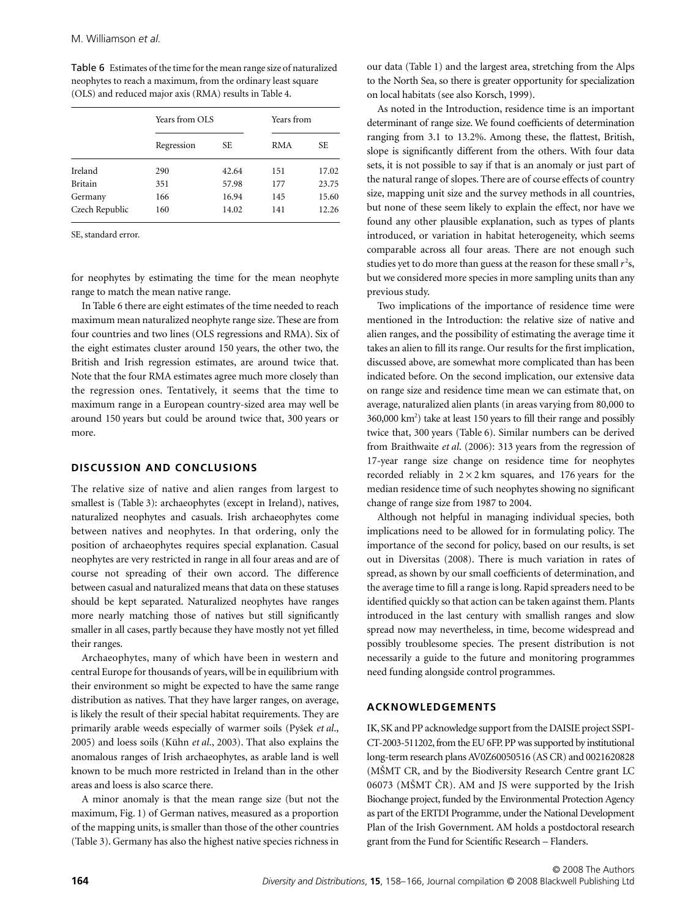Table 6 Estimates of the time for the mean range size of naturalized neophytes to reach a maximum, from the ordinary least square (OLS) and reduced major axis (RMA) results in Table 4.

| | Years from OLS | | Years from | |
|---|---|---|---|---|
| | Regression | SE | RMA | SE |
| Ireland | 290 | 42.64 | 151 | 17.02 |
| Britain | 351 | 57.98 | 177 | 23.75 |
| Germany | 166 | 16.94 | 145 | 15.60 |
| Czech Republic | 160 | 14.02 | 141 | 12.26 |

SE, standard error.

for neophytes by estimating the time for the mean neophyte range to match the mean native range.

In Table 6 there are eight estimates of the time needed to reach maximum mean naturalized neophyte range size. These are from four countries and two lines (OLS regressions and RMA). Six of the eight estimates cluster around 150 years, the other two, the British and Irish regression estimates, are around twice that. Note that the four RMA estimates agree much more closely than the regression ones. Tentatively, it seems that the time to maximum range in a European country-sized area may well be around 150 years but could be around twice that, 300 years or more.

## DISCUSSION AND CONCLUSIONS

The relative size of native and alien ranges from largest to smallest is (Table 3): archaeophytes (except in Ireland), natives, naturalized neophytes and casuals. Irish archaeophytes come between natives and neophytes. In that ordering, only the position of archaeophytes requires special explanation. Casual neophytes are very restricted in range in all four areas and are of course not spreading of their own accord. The difference between casual and naturalized means that data on these statuses should be kept separated. Naturalized neophytes have ranges more nearly matching those of natives but still significantly smaller in all cases, partly because they have mostly not yet filled their ranges.

Archaeophytes, many of which have been in western and central Europe for thousands of years, will be in equilibrium with their environment so might be expected to have the same range distribution as natives. That they have larger ranges, on average, is likely the result of their special habitat requirements. They are primarily arable weeds especially of warmer soils (Pyšek *et al*., 2005) and loess soils (Kühn *et al*., 2003). That also explains the anomalous ranges of Irish archaeophytes, as arable land is well known to be much more restricted in Ireland than in the other areas and loess is also scarce there.

A minor anomaly is that the mean range size (but not the maximum, Fig. 1) of German natives, measured as a proportion of the mapping units, is smaller than those of the other countries (Table 3). Germany has also the highest native species richness in our data (Table 1) and the largest area, stretching from the Alps to the North Sea, so there is greater opportunity for specialization on local habitats (see also Korsch, 1999).

As noted in the Introduction, residence time is an important determinant of range size. We found coefficients of determination ranging from 3.1 to 13.2%. Among these, the flattest, British, slope is significantly different from the others. With four data sets, it is not possible to say if that is an anomaly or just part of the natural range of slopes. There are of course effects of country size, mapping unit size and the survey methods in all countries, but none of these seem likely to explain the effect, nor have we found any other plausible explanation, such as types of plants introduced, or variation in habitat heterogeneity, which seems comparable across all four areas. There are not enough such studies yet to do more than guess at the reason for these small $r^2$s, but we considered more species in more sampling units than any previous study.

Two implications of the importance of residence time were mentioned in the Introduction: the relative size of native and alien ranges, and the possibility of estimating the average time it takes an alien to fill its range. Our results for the first implication, discussed above, are somewhat more complicated than has been indicated before. On the second implication, our extensive data on range size and residence time mean we can estimate that, on average, naturalized alien plants (in areas varying from 80,000 to 360,000 km$^2$) take at least 150 years to fill their range and possibly twice that, 300 years (Table 6). Similar numbers can be derived from Braithwaite *et al*. (2006): 313 years from the regression of 17-year range size change on residence time for neophytes recorded reliably in $2 \times 2$ km squares, and 176 years for the median residence time of such neophytes showing no significant change of range size from 1987 to 2004.

Although not helpful in managing individual species, both implications need to be allowed for in formulating policy. The importance of the second for policy, based on our results, is set out in Diversitas (2008). There is much variation in rates of spread, as shown by our small coefficients of determination, and the average time to fill a range is long. Rapid spreaders need to be identified quickly so that action can be taken against them. Plants introduced in the last century with smallish ranges and slow spread now may nevertheless, in time, become widespread and possibly troublesome species. The present distribution is not necessarily a guide to the future and monitoring programmes need funding alongside control programmes.

## ACKNOWLEDGEMENTS

IK, SK and PP acknowledge support from the DAISIE project SSPI-CT-2003-511202, from the EU 6FP. PP was supported by institutional long-term research plans AV0Z60050516 (AS CR) and 0021620828 (MŠMT CR, and by the Biodiversity Research Centre grant LC 06073 (MŠMT ČR). AM and JS were supported by the Irish Biochange project, funded by the Environmental Protection Agency as part of the ERTDI Programme, under the National Development Plan of the Irish Government. AM holds a postdoctoral research grant from the Fund for Scientific Research – Flanders.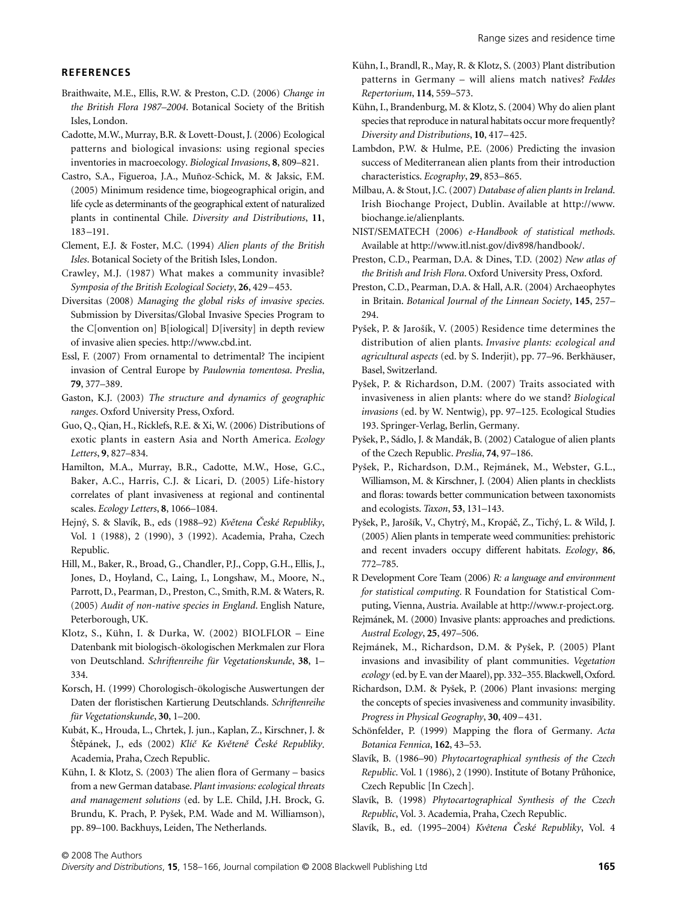## REFERENCES

Braithwaite, M.E., Ellis, R.W. & Preston, C.D. (2006) *Change in the British Flora 1987–2004*. Botanical Society of the British Isles, London.

Cadotte, M.W., Murray, B.R. & Lovett-Doust, J. (2006) Ecological patterns and biological invasions: using regional species inventories in macroecology. *Biological Invasions*, **8**, 809–821.

Castro, S.A., Figueroa, J.A., Muñoz-Schick, M. & Jaksic, F.M. (2005) Minimum residence time, biogeographical origin, and life cycle as determinants of the geographical extent of naturalized plants in continental Chile. *Diversity and Distributions*, **11**, 183–191.

Clement, E.J. & Foster, M.C. (1994) *Alien plants of the British Isles*. Botanical Society of the British Isles, London.

Crawley, M.J. (1987) What makes a community invasible? *Symposia of the British Ecological Society*, **26**, 429–453.

Diversitas (2008) *Managing the global risks of invasive species*. Submission by Diversitas/Global Invasive Species Program to the C[onvention on] B[iological] D[iversity] in depth review of invasive alien species. http://www.cbd.int.

Essl, F. (2007) From ornamental to detrimental? The incipient invasion of Central Europe by *Paulownia tomentosa*. *Preslia*, **79**, 377–389.

Gaston, K.J. (2003) *The structure and dynamics of geographic ranges*. Oxford University Press, Oxford.

Guo, Q., Qian, H., Ricklefs, R.E. & Xi, W. (2006) Distributions of exotic plants in eastern Asia and North America. *Ecology Letters*, **9**, 827–834.

Hamilton, M.A., Murray, B.R., Cadotte, M.W., Hose, G.C., Baker, A.C., Harris, C.J. & Licari, D. (2005) Life-history correlates of plant invasiveness at regional and continental scales. *Ecology Letters*, **8**, 1066–1084.

Hejný, S. & Slavík, B., eds (1988–92) *Květena České Republiky*, Vol. 1 (1988), 2 (1990), 3 (1992). Academia, Praha, Czech Republic.

Hill, M., Baker, R., Broad, G., Chandler, P.J., Copp, G.H., Ellis, J., Jones, D., Hoyland, C., Laing, I., Longshaw, M., Moore, N., Parrott, D., Pearman, D., Preston, C., Smith, R.M. & Waters, R. (2005) *Audit of non-native species in England*. English Nature, Peterborough, UK.

Klotz, S., Kühn, I. & Durka, W. (2002) BIOLFLOR – Eine Datenbank mit biologisch-ökologischen Merkmalen zur Flora von Deutschland. *Schriftenreihe für Vegetationskunde*, **38**, 1–334.

Korsch, H. (1999) Chorologisch-ökologische Auswertungen der Daten der floristischen Kartierung Deutschlands. *Schriftenreihe für Vegetationskunde*, **30**, 1–200.

Kubát, K., Hrouda, L., Chrtek, J. jun., Kaplan, Z., Kirschner, J. & Štěpánek, J., eds (2002) *Klíč Ke Květeně České Republiky*. Academia, Praha, Czech Republic.

Kühn, I. & Klotz, S. (2003) The alien flora of Germany – basics from a new German database. *Plant invasions: ecological threats and management solutions* (ed. by L.E. Child, J.H. Brock, G. Brundu, K. Prach, P. Pyšek, P.M. Wade and M. Williamson), pp. 89–100. Backhuys, Leiden, The Netherlands.

Kühn, I., Brandl, R., May, R. & Klotz, S. (2003) Plant distribution patterns in Germany – will aliens match natives? *Feddes Repertorium*, **114**, 559–573.

Kühn, I., Brandenburg, M. & Klotz, S. (2004) Why do alien plant species that reproduce in natural habitats occur more frequently? *Diversity and Distributions*, **10**, 417–425.

Lambdon, P.W. & Hulme, P.E. (2006) Predicting the invasion success of Mediterranean alien plants from their introduction characteristics. *Ecography*, **29**, 853–865.

Milbau, A. & Stout, J.C. (2007) *Database of alien plants in Ireland*. Irish Biochange Project, Dublin. Available at http://www.biochange.ie/alienplants.

NIST/SEMATECH (2006) *e-Handbook of statistical methods*. Available at http://www.itl.nist.gov/div898/handbook/.

Preston, C.D., Pearman, D.A. & Dines, T.D. (2002) *New atlas of the British and Irish Flora*. Oxford University Press, Oxford.

Preston, C.D., Pearman, D.A. & Hall, A.R. (2004) Archaeophytes in Britain. *Botanical Journal of the Linnean Society*, **145**, 257–294.

Pyšek, P. & Jarošík, V. (2005) Residence time determines the distribution of alien plants. *Invasive plants: ecological and agricultural aspects* (ed. by S. Inderjit), pp. 77–96. Berkhäuser, Basel, Switzerland.

Pyšek, P. & Richardson, D.M. (2007) Traits associated with invasiveness in alien plants: where do we stand? *Biological invasions* (ed. by W. Nentwig), pp. 97–125. Ecological Studies 193. Springer-Verlag, Berlin, Germany.

Pyšek, P., Sádlo, J. & Mandák, B. (2002) Catalogue of alien plants of the Czech Republic. *Preslia*, **74**, 97–186.

Pyšek, P., Richardson, D.M., Rejmánek, M., Webster, G.L., Williamson, M. & Kirschner, J. (2004) Alien plants in checklists and floras: towards better communication between taxonomists and ecologists. *Taxon*, **53**, 131–143.

Pyšek, P., Jarošík, V., Chytrý, M., Kropáč, Z., Tichý, L. & Wild, J. (2005) Alien plants in temperate weed communities: prehistoric and recent invaders occupy different habitats. *Ecology*, **86**, 772–785.

R Development Core Team (2006) *R: a language and environment for statistical computing*. R Foundation for Statistical Computing, Vienna, Austria. Available at http://www.r-project.org.

Rejmánek, M. (2000) Invasive plants: approaches and predictions. *Austral Ecology*, **25**, 497–506.

Rejmánek, M., Richardson, D.M. & Pyšek, P. (2005) Plant invasions and invasibility of plant communities. *Vegetation ecology* (ed. by E. van der Maarel), pp. 332–355. Blackwell, Oxford.

Richardson, D.M. & Pyšek, P. (2006) Plant invasions: merging the concepts of species invasiveness and community invasibility. *Progress in Physical Geography*, **30**, 409–431.

Schönfelder, P. (1999) Mapping the flora of Germany. *Acta Botanica Fennica*, **162**, 43–53.

Slavík, B. (1986–90) *Phytocartographical synthesis of the Czech Republic*. Vol. 1 (1986), 2 (1990). Institute of Botany Průhonice, Czech Republic [In Czech].

Slavík, B. (1998) *Phytocartographical Synthesis of the Czech Republic*, Vol. 3. Academia, Praha, Czech Republic.

Slavík, B., ed. (1995–2004) *Květena České Republiky*, Vol. 4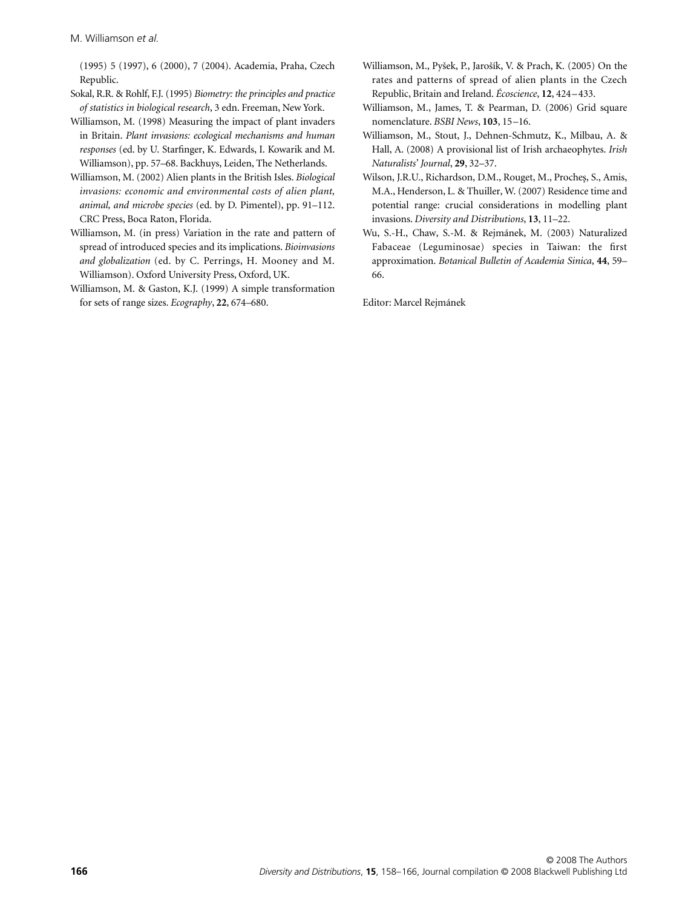(1995) 5 (1997), 6 (2000), 7 (2004). Academia, Praha, Czech Republic.

Sokal, R.R. & Rohlf, F.J. (1995) *Biometry: the principles and practice of statistics in biological research*, 3 edn. Freeman, New York.

Williamson, M. (1998) Measuring the impact of plant invaders in Britain. *Plant invasions: ecological mechanisms and human responses* (ed. by U. Starfinger, K. Edwards, I. Kowarik and M. Williamson), pp. 57–68. Backhuys, Leiden, The Netherlands.

Williamson, M. (2002) Alien plants in the British Isles. *Biological invasions: economic and environmental costs of alien plant, animal, and microbe species* (ed. by D. Pimentel), pp. 91–112. CRC Press, Boca Raton, Florida.

Williamson, M. (in press) Variation in the rate and pattern of spread of introduced species and its implications. *Bioinvasions and globalization* (ed. by C. Perrings, H. Mooney and M. Williamson). Oxford University Press, Oxford, UK.

Williamson, M. & Gaston, K.J. (1999) A simple transformation for sets of range sizes. *Ecography*, **22**, 674–680.

Williamson, M., Pyšek, P., Jarošík, V. & Prach, K. (2005) On the rates and patterns of spread of alien plants in the Czech Republic, Britain and Ireland. *Écoscience*, **12**, 424–433.

Williamson, M., James, T. & Pearman, D. (2006) Grid square nomenclature. *BSBI News*, **103**, 15–16.

Williamson, M., Stout, J., Dehnen-Schmutz, K., Milbau, A. & Hall, A. (2008) A provisional list of Irish archaeophytes. *Irish Naturalists' Journal*, **29**, 32–37.

Wilson, J.R.U., Richardson, D.M., Rouget, M., Procheş, S., Amis, M.A., Henderson, L. & Thuiller, W. (2007) Residence time and potential range: crucial considerations in modelling plant invasions. *Diversity and Distributions*, **13**, 11–22.

Wu, S.-H., Chaw, S.-M. & Rejmánek, M. (2003) Naturalized Fabaceae (Leguminosae) species in Taiwan: the first approximation. *Botanical Bulletin of Academia Sinica*, **44**, 59–66.

Editor: Marcel Rejmánek